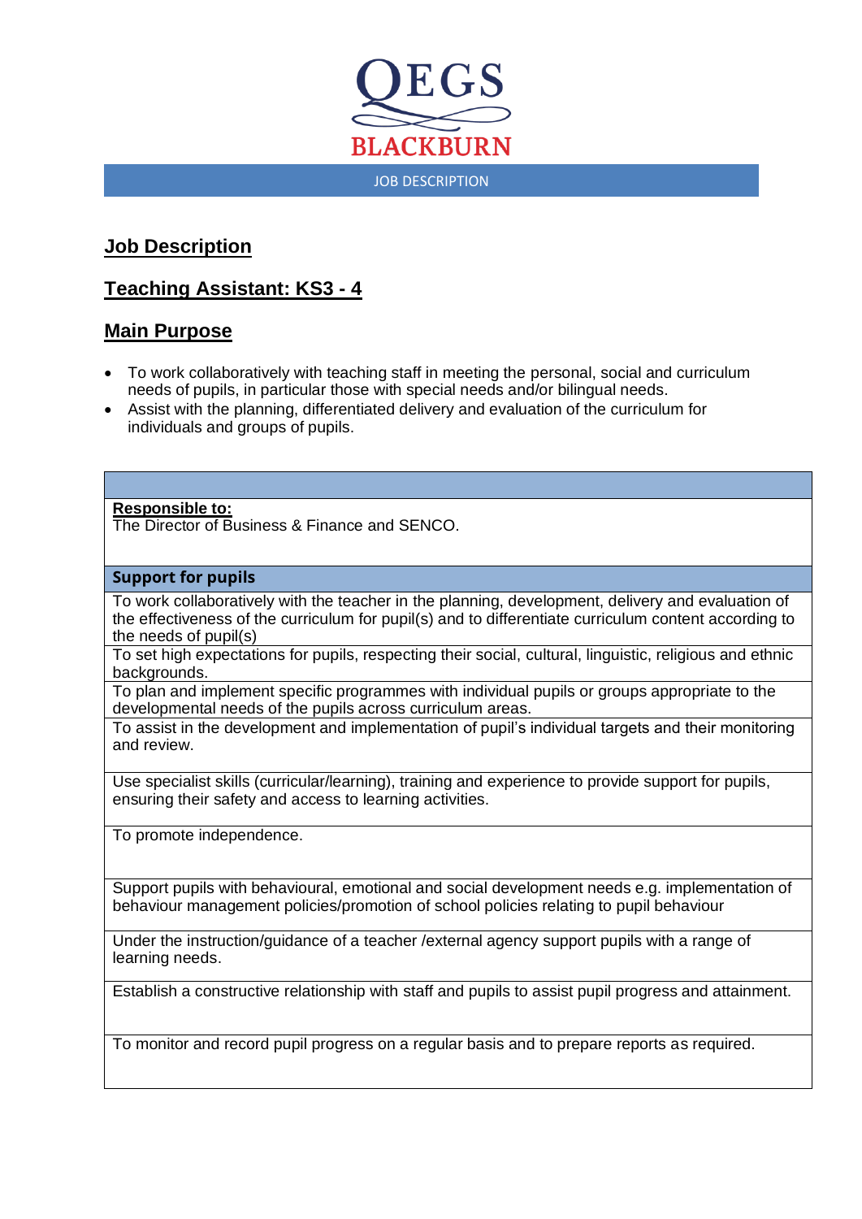QEGS
BLACKBURN

JOB DESCRIPTION

## Job Description

## Teaching Assistant: KS3 - 4

## Main Purpose

- To work collaboratively with teaching staff in meeting the personal, social and curriculum needs of pupils, in particular those with special needs and/or bilingual needs.
- Assist with the planning, differentiated delivery and evaluation of the curriculum for individuals and groups of pupils.

| |
|---|
| **Responsible to:**<br>The Director of Business & Finance and SENCO. |
| **Support for pupils** |
| To work collaboratively with the teacher in the planning, development, delivery and evaluation of the effectiveness of the curriculum for pupil(s) and to differentiate curriculum content according to the needs of pupil(s) |
| To set high expectations for pupils, respecting their social, cultural, linguistic, religious and ethnic backgrounds. |
| To plan and implement specific programmes with individual pupils or groups appropriate to the developmental needs of the pupils across curriculum areas. |
| To assist in the development and implementation of pupil's individual targets and their monitoring and review. |
| Use specialist skills (curricular/learning), training and experience to provide support for pupils, ensuring their safety and access to learning activities. |
| To promote independence. |
| Support pupils with behavioural, emotional and social development needs e.g. implementation of behaviour management policies/promotion of school policies relating to pupil behaviour |
| Under the instruction/guidance of a teacher /external agency support pupils with a range of learning needs. |
| Establish a constructive relationship with staff and pupils to assist pupil progress and attainment. |
| To monitor and record pupil progress on a regular basis and to prepare reports as required. |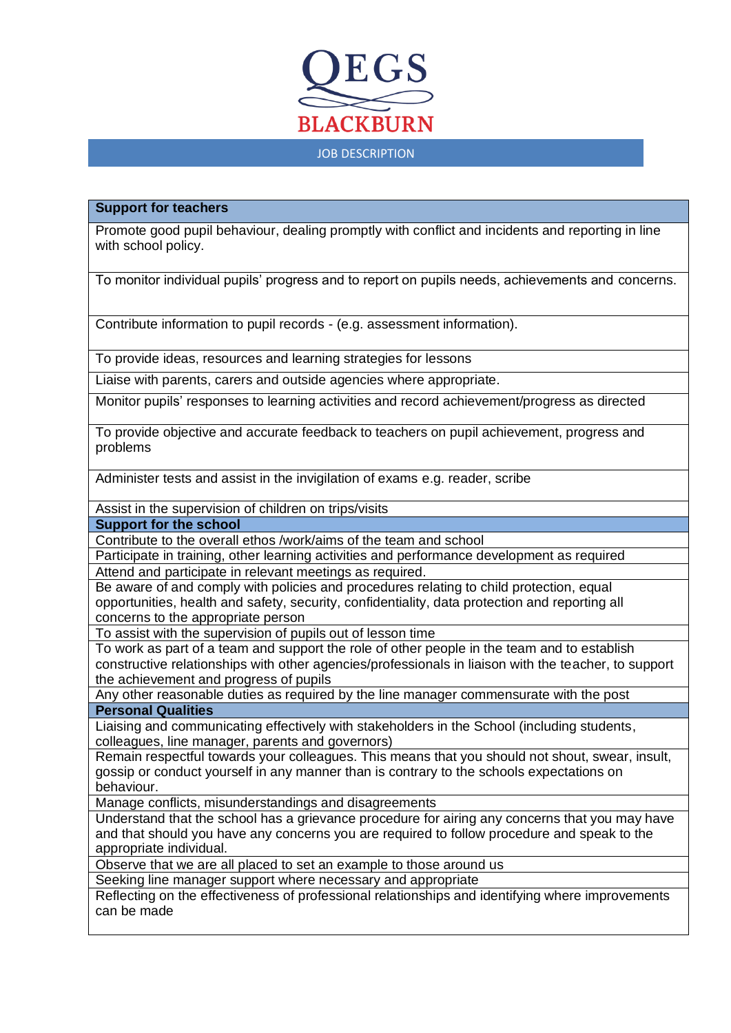QEGS BLACKBURN

JOB DESCRIPTION

| Support for teachers |
| --- |
| Promote good pupil behaviour, dealing promptly with conflict and incidents and reporting in line with school policy. |
| To monitor individual pupils' progress and to report on pupils needs, achievements and concerns. |
| Contribute information to pupil records - (e.g. assessment information). |
| To provide ideas, resources and learning strategies for lessons |
| Liaise with parents, carers and outside agencies where appropriate. |
| Monitor pupils' responses to learning activities and record achievement/progress as directed |
| To provide objective and accurate feedback to teachers on pupil achievement, progress and problems |
| Administer tests and assist in the invigilation of exams e.g. reader, scribe |
| Assist in the supervision of children on trips/visits |
| **Support for the school** |
| Contribute to the overall ethos /work/aims of the team and school |
| Participate in training, other learning activities and performance development as required |
| Attend and participate in relevant meetings as required. |
| Be aware of and comply with policies and procedures relating to child protection, equal opportunities, health and safety, security, confidentiality, data protection and reporting all concerns to the appropriate person |
| To assist with the supervision of pupils out of lesson time |
| To work as part of a team and support the role of other people in the team and to establish constructive relationships with other agencies/professionals in liaison with the teacher, to support the achievement and progress of pupils |
| Any other reasonable duties as required by the line manager commensurate with the post |
| **Personal Qualities** |
| Liaising and communicating effectively with stakeholders in the School (including students, colleagues, line manager, parents and governors) |
| Remain respectful towards your colleagues. This means that you should not shout, swear, insult, gossip or conduct yourself in any manner than is contrary to the schools expectations on behaviour. |
| Manage conflicts, misunderstandings and disagreements |
| Understand that the school has a grievance procedure for airing any concerns that you may have and that should you have any concerns you are required to follow procedure and speak to the appropriate individual. |
| Observe that we are all placed to set an example to those around us |
| Seeking line manager support where necessary and appropriate |
| Reflecting on the effectiveness of professional relationships and identifying where improvements can be made |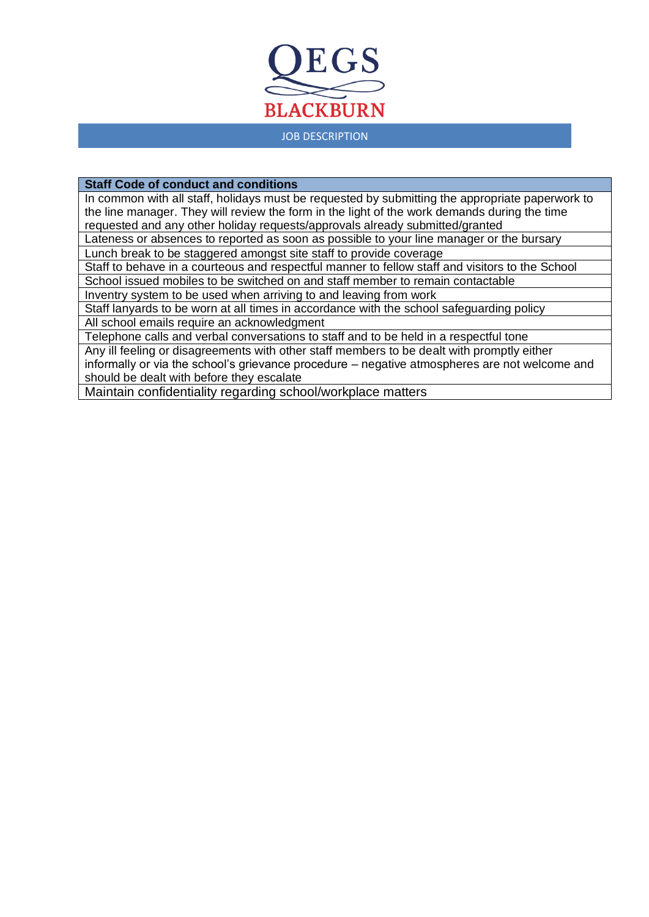QEGS BLACKBURN

JOB DESCRIPTION

| Staff Code of conduct and conditions |
|---|
| In common with all staff, holidays must be requested by submitting the appropriate paperwork to the line manager. They will review the form in the light of the work demands during the time requested and any other holiday requests/approvals already submitted/granted |
| Lateness or absences to reported as soon as possible to your line manager or the bursary |
| Lunch break to be staggered amongst site staff to provide coverage |
| Staff to behave in a courteous and respectful manner to fellow staff and visitors to the School |
| School issued mobiles to be switched on and staff member to remain contactable |
| Inventry system to be used when arriving to and leaving from work |
| Staff lanyards to be worn at all times in accordance with the school safeguarding policy |
| All school emails require an acknowledgment |
| Telephone calls and verbal conversations to staff and to be held in a respectful tone |
| Any ill feeling or disagreements with other staff members to be dealt with promptly either informally or via the school's grievance procedure – negative atmospheres are not welcome and should be dealt with before they escalate |
| Maintain confidentiality regarding school/workplace matters |